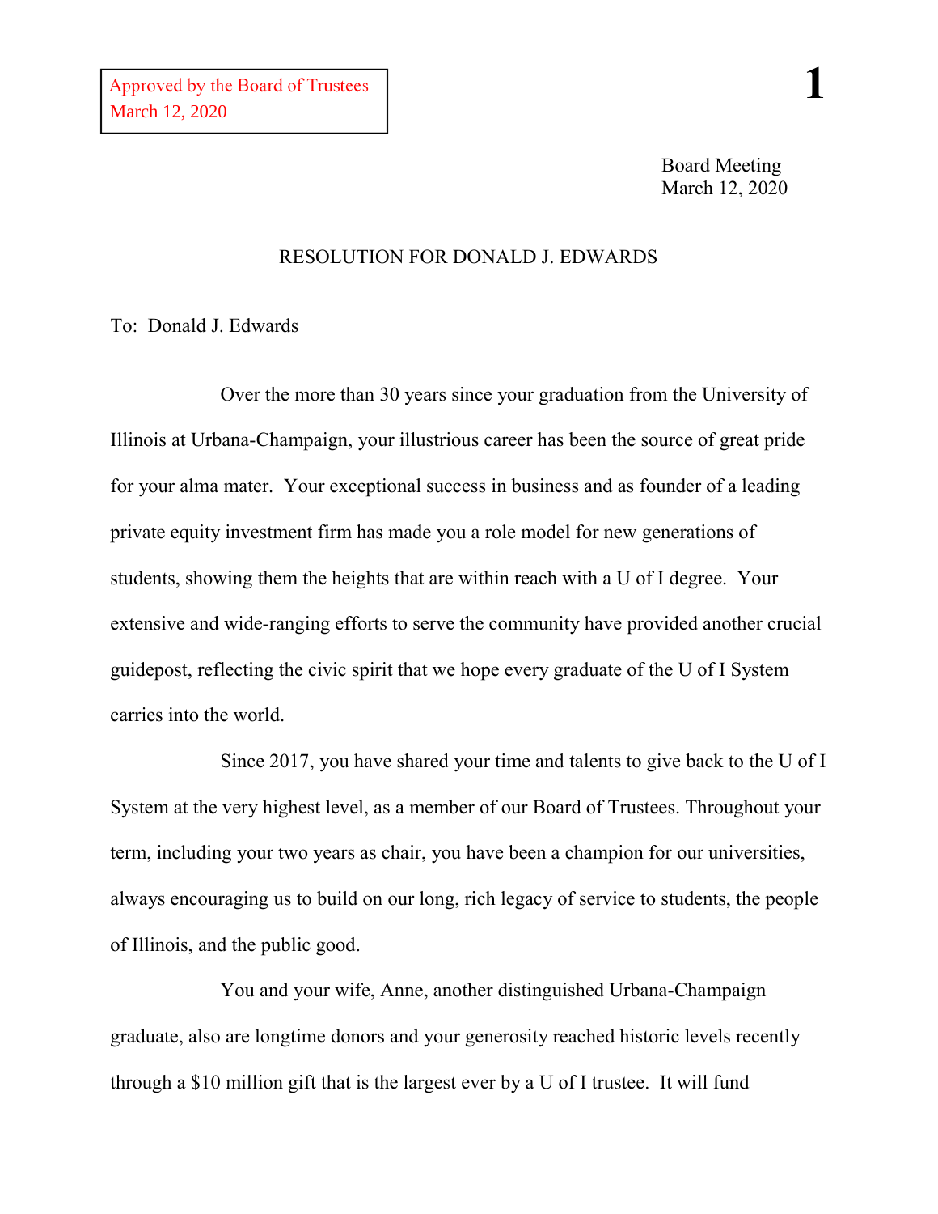Approved by the Board of Trustees
March 12, 2020

Board Meeting
March 12, 2020

# RESOLUTION FOR DONALD J. EDWARDS

To: Donald J. Edwards

Over the more than 30 years since your graduation from the University of Illinois at Urbana-Champaign, your illustrious career has been the source of great pride for your alma mater. Your exceptional success in business and as founder of a leading private equity investment firm has made you a role model for new generations of students, showing them the heights that are within reach with a U of I degree. Your extensive and wide-ranging efforts to serve the community have provided another crucial guidepost, reflecting the civic spirit that we hope every graduate of the U of I System carries into the world.

Since 2017, you have shared your time and talents to give back to the U of I System at the very highest level, as a member of our Board of Trustees. Throughout your term, including your two years as chair, you have been a champion for our universities, always encouraging us to build on our long, rich legacy of service to students, the people of Illinois, and the public good.

You and your wife, Anne, another distinguished Urbana-Champaign graduate, also are longtime donors and your generosity reached historic levels recently through a $10 million gift that is the largest ever by a U of I trustee. It will fund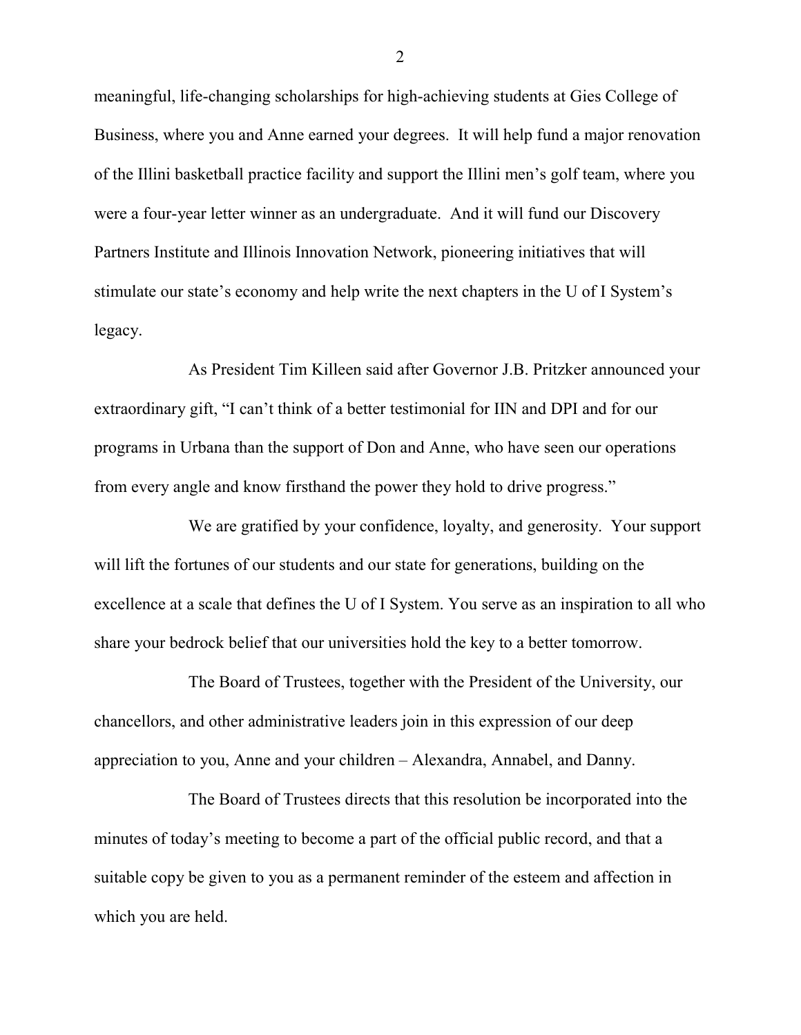meaningful, life-changing scholarships for high-achieving students at Gies College of Business, where you and Anne earned your degrees. It will help fund a major renovation of the Illini basketball practice facility and support the Illini men's golf team, where you were a four-year letter winner as an undergraduate. And it will fund our Discovery Partners Institute and Illinois Innovation Network, pioneering initiatives that will stimulate our state's economy and help write the next chapters in the U of I System's legacy.

As President Tim Killeen said after Governor J.B. Pritzker announced your extraordinary gift, "I can't think of a better testimonial for IIN and DPI and for our programs in Urbana than the support of Don and Anne, who have seen our operations from every angle and know firsthand the power they hold to drive progress."

We are gratified by your confidence, loyalty, and generosity. Your support will lift the fortunes of our students and our state for generations, building on the excellence at a scale that defines the U of I System. You serve as an inspiration to all who share your bedrock belief that our universities hold the key to a better tomorrow.

The Board of Trustees, together with the President of the University, our chancellors, and other administrative leaders join in this expression of our deep appreciation to you, Anne and your children – Alexandra, Annabel, and Danny.

The Board of Trustees directs that this resolution be incorporated into the minutes of today's meeting to become a part of the official public record, and that a suitable copy be given to you as a permanent reminder of the esteem and affection in which you are held.